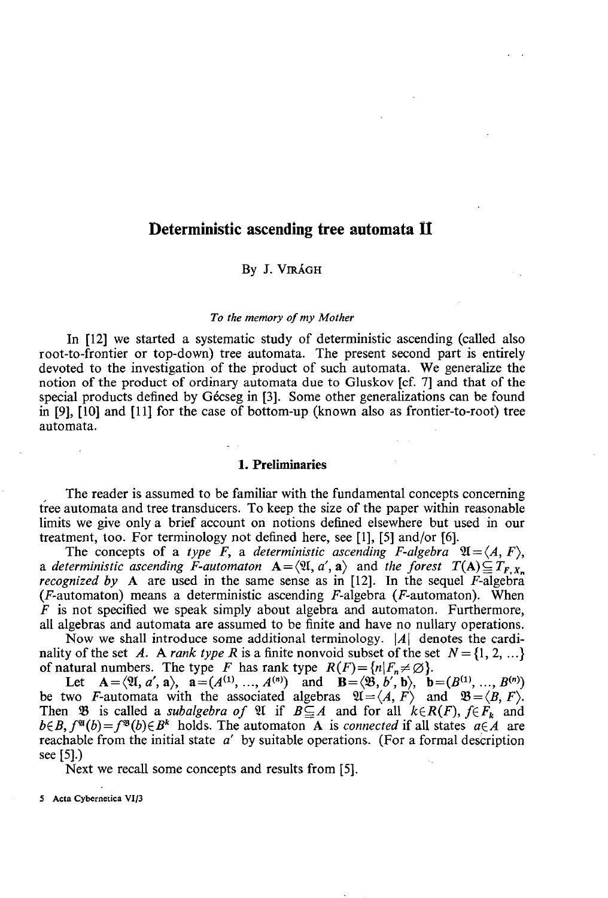# Deterministic ascending tree automata II

By J. VIRÁGH

*To the memory of my Mother*

In [12] we started a systematic study of deterministic ascending (called also root-to-frontier or top-down) tree automata. The present second part is entirely devoted to the investigation of the product of such automata. We generalize the notion of the product of ordinary automata due to Gluskov [cf. 7] and that of the special products defined by Gécseg in [3]. Some other generalizations can be found in [9], [10] and [11] for the case of bottom-up (known also as frontier-to-root) tree automata.

## 1. Preliminaries

The reader is assumed to be familiar with the fundamental concepts concerning tree automata and tree transducers. To keep the size of the paper within reasonable limits we give only a brief account on notions defined elsewhere but used in our treatment, too. For terminology not defined here, see [1], [5] and/or [6].

The concepts of a *type* $F$, a *deterministic ascending* $F$*-algebra* $\mathfrak{A}=\langle A, F\rangle$, a *deterministic ascending* $F$*-automaton* $\mathbf{A}=\langle\mathfrak{A}, a', \mathbf{a}\rangle$ and *the forest* $T(\mathbf{A})\subseteq T_{F,X_n}$ *recognized by* $\mathbf{A}$ are used in the same sense as in [12]. In the sequel $F$-algebra ($F$-automaton) means a deterministic ascending $F$-algebra ($F$-automaton). When $F$ is not specified we speak simply about algebra and automaton. Furthermore, all algebras and automata are assumed to be finite and have no nullary operations.

Now we shall introduce some additional terminology. $|A|$ denotes the cardinality of the set $A$. A *rank type* $R$ is a finite nonvoid subset of the set $N=\{1, 2, \ldots\}$ of natural numbers. The type $F$ has rank type $R(F)=\{n \mid F_n\neq\emptyset\}$.

Let $\mathbf{A}=\langle\mathfrak{A}, a', \mathbf{a}\rangle$, $\mathbf{a}=(A^{(1)}, \ldots, A^{(n)})$ and $\mathbf{B}=\langle\mathfrak{B}, b', \mathbf{b}\rangle$, $\mathbf{b}=(B^{(1)}, \ldots, B^{(n)})$ be two $F$-automata with the associated algebras $\mathfrak{A}=\langle A, F\rangle$ and $\mathfrak{B}=\langle B, F\rangle$. Then $\mathfrak{B}$ is called a *subalgebra of* $\mathfrak{A}$ if $B\subseteq A$ and for all $k\in R(F)$, $f\in F_k$ and $b\in B$, $f^{\mathfrak{A}}(b)=f^{\mathfrak{B}}(b)\in B^k$ holds. The automaton $\mathbf{A}$ is *connected* if all states $a\in A$ are reachable from the initial state $a'$ by suitable operations. (For a formal description see [5].)

Next we recall some concepts and results from [5].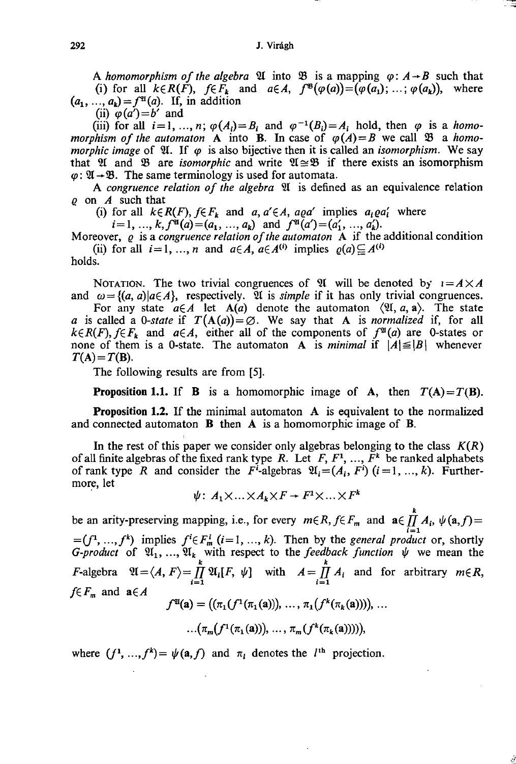A *homomorphism of the algebra* $\mathfrak{A}$ into $\mathfrak{B}$ is a mapping $\varphi: A \to B$ such that

(i) for all $k \in R(F)$, $f \in F_k$ and $a \in A$, $f^{\mathfrak{B}}(\varphi(a)) = (\varphi(a_1); \ldots; \varphi(a_k))$, where $(a_1, \ldots, a_k) = f^{\mathfrak{A}}(a)$. If, in addition

(ii) $\varphi(a') = b'$ and

(iii) for all $i = 1, \ldots, n$; $\varphi(A_i) = B_i$ and $\varphi^{-1}(B_i) = A_i$ hold, then $\varphi$ is a *homomorphism of the automaton* **A** into **B**. In case of $\varphi(A) = B$ we call $\mathfrak{B}$ a *homomorphic image* of $\mathfrak{A}$. If $\varphi$ is also bijective then it is called an *isomorphism*. We say that $\mathfrak{A}$ and $\mathfrak{B}$ are *isomorphic* and write $\mathfrak{A} \cong \mathfrak{B}$ if there exists an isomorphism $\varphi: \mathfrak{A} \to \mathfrak{B}$. The same terminology is used for automata.

A *congruence relation of the algebra* $\mathfrak{A}$ is defined as an equivalence relation $\varrho$ on $A$ such that

(i) for all $k \in R(F)$, $f \in F_k$ and $a, a' \in A$, $a \varrho a'$ implies $a_i \varrho a_i'$ where $i = 1, \ldots, k$, $f^{\mathfrak{A}}(a) = (a_1, \ldots, a_k)$ and $f^{\mathfrak{A}}(a') = (a_1', \ldots, a_k')$.

Moreover, $\varrho$ is a *congruence relation of the automaton* **A** if the additional condition

(ii) for all $i = 1, \ldots, n$ and $a \in A$, $a \in A^{(i)}$ implies $\varrho(a) \subseteq A^{(i)}$

holds.

Notation. The two trivial congruences of $\mathfrak{A}$ will be denoted by $\iota = A \times A$ and $\omega = \{(a, a) | a \in A\}$, respectively. $\mathfrak{A}$ is *simple* if it has only trivial congruences.

For any state $a \in A$ let **A**$(a)$ denote the automaton $\langle \mathfrak{A}, a, \mathbf{a} \rangle$. The state $a$ is called a *0-state* if $T(\mathbf{A}(a)) = \varnothing$. We say that **A** is *normalized* if, for all $k \in R(F)$, $f \in F_k$ and $a \in A$, either all of the components of $f^{\mathfrak{A}}(a)$ are 0-states or none of them is a 0-state. The automaton **A** is *minimal* if $|A| \leq |B|$ whenever $T(\mathbf{A}) = T(\mathbf{B})$.

The following results are from [5].

**Proposition 1.1.** If **B** is a homomorphic image of **A**, then $T(\mathbf{A}) = T(\mathbf{B})$.

**Proposition 1.2.** If the minimal automaton **A** is equivalent to the normalized and connected automaton **B** then **A** is a homomorphic image of **B**.

In the rest of this paper we consider only algebras belonging to the class $K(R)$ of all finite algebras of the fixed rank type $R$. Let $F, F^1, \ldots, F^k$ be ranked alphabets of rank type $R$ and consider the $F^i$-algebras $\mathfrak{A}_i = (A_i, F^i)$ $(i = 1, \ldots, k)$. Furthermore, let

$$\psi: A_1 \times \ldots \times A_k \times F \to F^1 \times \ldots \times F^k$$

be an arity-preserving mapping, i.e., for every $m \in R$, $f \in F_m$ and $\mathbf{a} \in \prod_{i=1}^{k} A_i$, $\psi(\mathbf{a}, f) = (f^1, \ldots, f^k)$ implies $f^i \in F_m^i$ $(i = 1, \ldots, k)$. Then by the *general product* or, shortly *G-product* of $\mathfrak{A}_1, \ldots, \mathfrak{A}_k$ with respect to the *feedback function* $\psi$ we mean the $F$-algebra $\mathfrak{A} = \langle A, F \rangle = \prod_{i=1}^{k} \mathfrak{A}_i[F, \psi]$ with $A = \prod_{i=1}^{k} A_i$ and for arbitrary $m \in R$, $f \in F_m$ and $\mathbf{a} \in A$

$$f^{\mathfrak{A}}(\mathbf{a}) = ((\pi_1(f^1(\pi_1(\mathbf{a}))), \ldots, \pi_1(f^k(\pi_k(\mathbf{a})))), \ldots$$
$$\ldots(\pi_m(f^1(\pi_1(\mathbf{a}))), \ldots, \pi_m(f^k(\pi_k(\mathbf{a}))))),$$

where $(f^1, \ldots, f^k) = \psi(\mathbf{a}, f)$ and $\pi_l$ denotes the $l^{\text{th}}$ projection.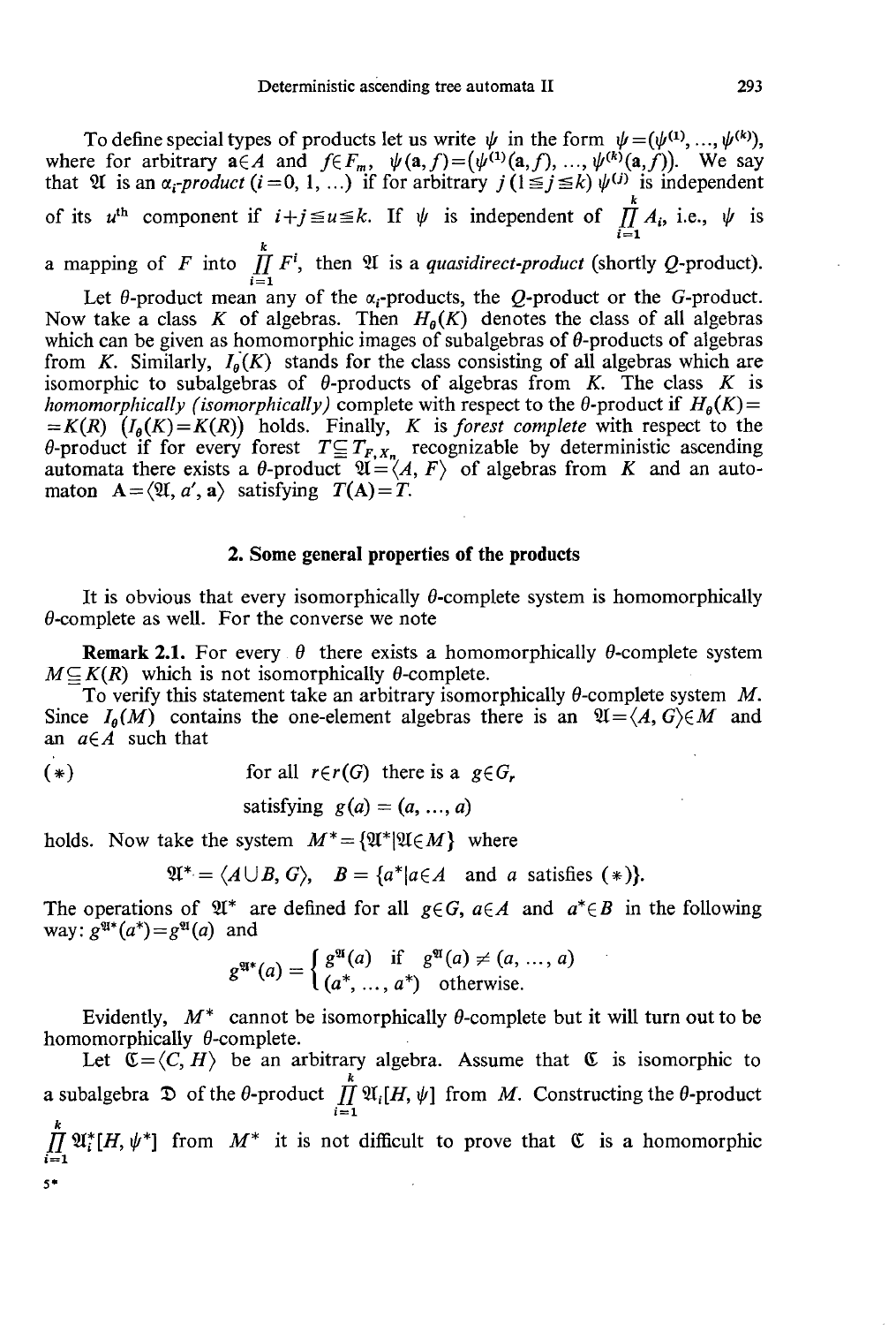To define special types of products let us write $\psi$ in the form $\psi=(\psi^{(1)}, \ldots, \psi^{(k)})$, where for arbitrary $\mathbf{a}\in A$ and $f\in F_m$, $\psi(\mathbf{a}, f)=(\psi^{(1)}(\mathbf{a}, f), \ldots, \psi^{(k)}(\mathbf{a}, f))$. We say that $\mathfrak{A}$ is an $\alpha_i$-*product* $(i=0, 1, \ldots)$ if for arbitrary $j$ $(1\leq j\leq k)$ $\psi^{(j)}$ is independent of its $u^{\text{th}}$ component if $i+j\leq u\leq k$. If $\psi$ is independent of $\prod_{i=1}^{k} A_i$, i.e., $\psi$ is a mapping of $F$ into $\prod_{i=1}^{k} F^i$, then $\mathfrak{A}$ is a *quasidirect-product* (shortly $Q$-product).

Let $\theta$-product mean any of the $\alpha_i$-products, the $Q$-product or the $G$-product. Now take a class $K$ of algebras. Then $H_\theta(K)$ denotes the class of all algebras which can be given as homomorphic images of subalgebras of $\theta$-products of algebras from $K$. Similarly, $I_\theta(K)$ stands for the class consisting of all algebras which are isomorphic to subalgebras of $\theta$-products of algebras from $K$. The class $K$ is *homomorphically (isomorphically)* complete with respect to the $\theta$-product if $H_\theta(K)=K(R)$ $(I_\theta(K)=K(R))$ holds. Finally, $K$ is *forest complete* with respect to the $\theta$-product if for every forest $T\subseteq T_{F,X_n}$ recognizable by deterministic ascending automata there exists a $\theta$-product $\mathfrak{A}=\langle A, F\rangle$ of algebras from $K$ and an automaton $\mathbf{A}=\langle \mathfrak{A}, a', \mathbf{a}\rangle$ satisfying $T(\mathbf{A})=T$.

## 2. Some general properties of the products

It is obvious that every isomorphically $\theta$-complete system is homomorphically $\theta$-complete as well. For the converse we note

**Remark 2.1.** For every $\theta$ there exists a homomorphically $\theta$-complete system $M\subseteq K(R)$ which is not isomorphically $\theta$-complete.

To verify this statement take an arbitrary isomorphically $\theta$-complete system $M$. Since $I_\theta(M)$ contains the one-element algebras there is an $\mathfrak{A}=\langle A, G\rangle\in M$ and an $a\in A$ such that

$$(*)\qquad \text{for all } r\in r(G) \text{ there is a } g\in G_r \text{ satisfying } g(a)=(a, \ldots, a)$$

holds. Now take the system $M^*=\{\mathfrak{A}^* \mid \mathfrak{A}\in M\}$ where

$$\mathfrak{A}^*=\langle A\cup B, G\rangle, \quad B=\{a^* \mid a\in A \text{ and } a \text{ satisfies } (*)\}.$$

The operations of $\mathfrak{A}^*$ are defined for all $g\in G$, $a\in A$ and $a^*\in B$ in the following way: $g^{\mathfrak{A}^*}(a^*)=g^{\mathfrak{A}}(a)$ and

$$g^{\mathfrak{A}^*}(a)=\begin{cases} g^{\mathfrak{A}}(a) & \text{if } g^{\mathfrak{A}}(a)\neq(a, \ldots, a) \\ (a^*, \ldots, a^*) & \text{otherwise.}\end{cases}$$

Evidently, $M^*$ cannot be isomorphically $\theta$-complete but it will turn out to be homomorphically $\theta$-complete.

Let $\mathfrak{C}=\langle C, H\rangle$ be an arbitrary algebra. Assume that $\mathfrak{C}$ is isomorphic to a subalgebra $\mathfrak{D}$ of the $\theta$-product $\prod_{i=1}^{k}\mathfrak{A}_i[H, \psi]$ from $M$. Constructing the $\theta$-product $\prod_{i=1}^{k}\mathfrak{A}_i^*[H, \psi^*]$ from $M^*$ it is not difficult to prove that $\mathfrak{C}$ is a homomorphic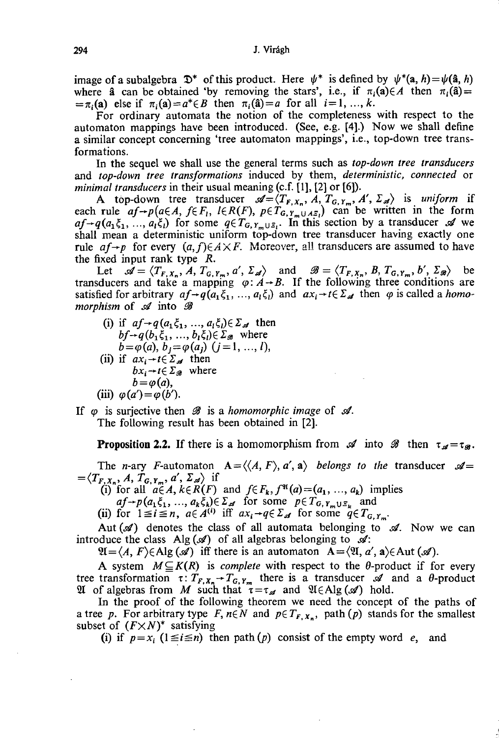image of a subalgebra $\mathfrak{D}^*$ of this product. Here $\psi^*$ is defined by $\psi^*(\mathbf{a}, h) = \psi(\hat{\mathbf{a}}, h)$ where $\hat{\mathbf{a}}$ can be obtained 'by removing the stars', i.e., if $\pi_i(\mathbf{a}) \in A$ then $\pi_i(\hat{\mathbf{a}}) = \pi_i(\mathbf{a})$ else if $\pi_i(\mathbf{a}) = a^* \in B$ then $\pi_i(\hat{\mathbf{a}}) = a$ for all $i = 1, \ldots, k$.

For ordinary automata the notion of the completeness with respect to the automaton mappings have been introduced. (See, e.g. [4].) Now we shall define a similar concept concerning 'tree automaton mappings', i.e., top-down tree transformations.

In the sequel we shall use the general terms such as *top-down tree transducers* and *top-down tree transformations* induced by them, *deterministic, connected* or *minimal transducers* in their usual meaning (c.f. [1], [2] or [6]).

A top-down tree transducer $\mathcal{A} = \langle T_{F,X_n}, A, T_{G,Y_m}, A', \Sigma_{\mathcal{A}} \rangle$ is *uniform* if each rule $af \to p$ ($a \in A$, $f \in F_l$, $l \in R(F)$, $p \in T_{G, Y_m \cup A\Xi_l}$) can be written in the form $af \to q(a_1\xi_1, \ldots, a_l\xi_l)$ for some $q \in T_{G, Y_m \cup \Xi_l}$. In this section by a transducer $\mathcal{A}$ we shall mean a deterministic uniform top-down tree transducer having exactly one rule $af \to p$ for every $(a, f) \in A \times F$. Moreover, all transducers are assumed to have the fixed input rank type $R$.

Let $\mathcal{A} = \langle T_{F,X_n}, A, T_{G,Y_m}, a', \Sigma_{\mathcal{A}} \rangle$ and $\mathcal{B} = \langle T_{F,X_n}, B, T_{G,Y_m}, b', \Sigma_{\mathcal{B}} \rangle$ be transducers and take a mapping $\varphi \colon A \to B$. If the following three conditions are satisfied for arbitrary $af \to q(a_1\xi_1, \ldots, a_l\xi_l)$ and $ax_i \to t \in \Sigma_{\mathcal{A}}$ then $\varphi$ is called a *homomorphism* of $\mathcal{A}$ into $\mathcal{B}$

(i) if $af \to q(a_1\xi_1, \ldots, a_l\xi_l) \in \Sigma_{\mathcal{A}}$ then
$bf \to q(b_1\xi_1, \ldots, b_l\xi_l) \in \Sigma_{\mathcal{B}}$ where
$b = \varphi(a)$, $b_j = \varphi(a_j)$ $(j = 1, \ldots, l)$,

(ii) if $ax_i \to t \in \Sigma_{\mathcal{A}}$ then
$bx_i \to t \in \Sigma_{\mathcal{B}}$ where
$b = \varphi(a)$,

(iii) $\varphi(a') = \varphi(b')$.

If $\varphi$ is surjective then $\mathcal{B}$ is a *homomorphic image* of $\mathcal{A}$.

The following result has been obtained in [2].

**Proposition 2.2.** If there is a homomorphism from $\mathcal{A}$ into $\mathcal{B}$ then $\tau_{\mathcal{A}} = \tau_{\mathcal{B}}$.

The $n$-ary $F$-automaton $\mathbf{A} = \langle \langle A, F \rangle, a', \mathbf{a} \rangle$ *belongs to the* transducer $\mathcal{A} = \langle T_{F,X_n}, A, T_{G,Y_m}, a', \Sigma_{\mathcal{A}} \rangle$ if

(i) for all $a \in A$, $k \in R(F)$ and $f \in F_k$, $f^{\mathfrak{A}}(a) = (a_1, \ldots, a_k)$ implies
$af \to p(a_1\xi_1, \ldots, a_k\xi_k) \in \Sigma_{\mathcal{A}}$ for some $p \in T_{G, Y_m \cup \Xi_k}$ and

(ii) for $1 \leq i \leq n$, $a \in A^{(i)}$ iff $ax_i \to q \in \Sigma_{\mathcal{A}}$ for some $q \in T_{G,Y_m}$.

Aut $(\mathcal{A})$ denotes the class of all automata belonging to $\mathcal{A}$. Now we can introduce the class Alg $(\mathcal{A})$ of all algebras belonging to $\mathcal{A}$:

$\mathfrak{A} = \langle A, F \rangle \in$ Alg $(\mathcal{A})$ iff there is an automaton $\mathbf{A} = \langle \mathfrak{A}, a', \mathbf{a} \rangle \in$ Aut $(\mathcal{A})$.

A system $M \subseteq K(R)$ is *complete* with respect to the $\theta$-product if for every tree transformation $\tau \colon T_{F,X_n} \to T_{G,Y_m}$ there is a transducer $\mathcal{A}$ and a $\theta$-product $\mathfrak{A}$ of algebras from $M$ such that $\tau = \tau_{\mathcal{A}}$ and $\mathfrak{A} \in$ Alg $(\mathcal{A})$ hold.

In the proof of the following theorem we need the concept of the paths of a tree $p$. For arbitrary type $F$, $n \in N$ and $p \in T_{F,X_n}$, path $(p)$ stands for the smallest subset of $(F \times N)^*$ satisfying

(i) if $p = x_i$ $(1 \leq i \leq n)$ then path $(p)$ consist of the empty word $e$, and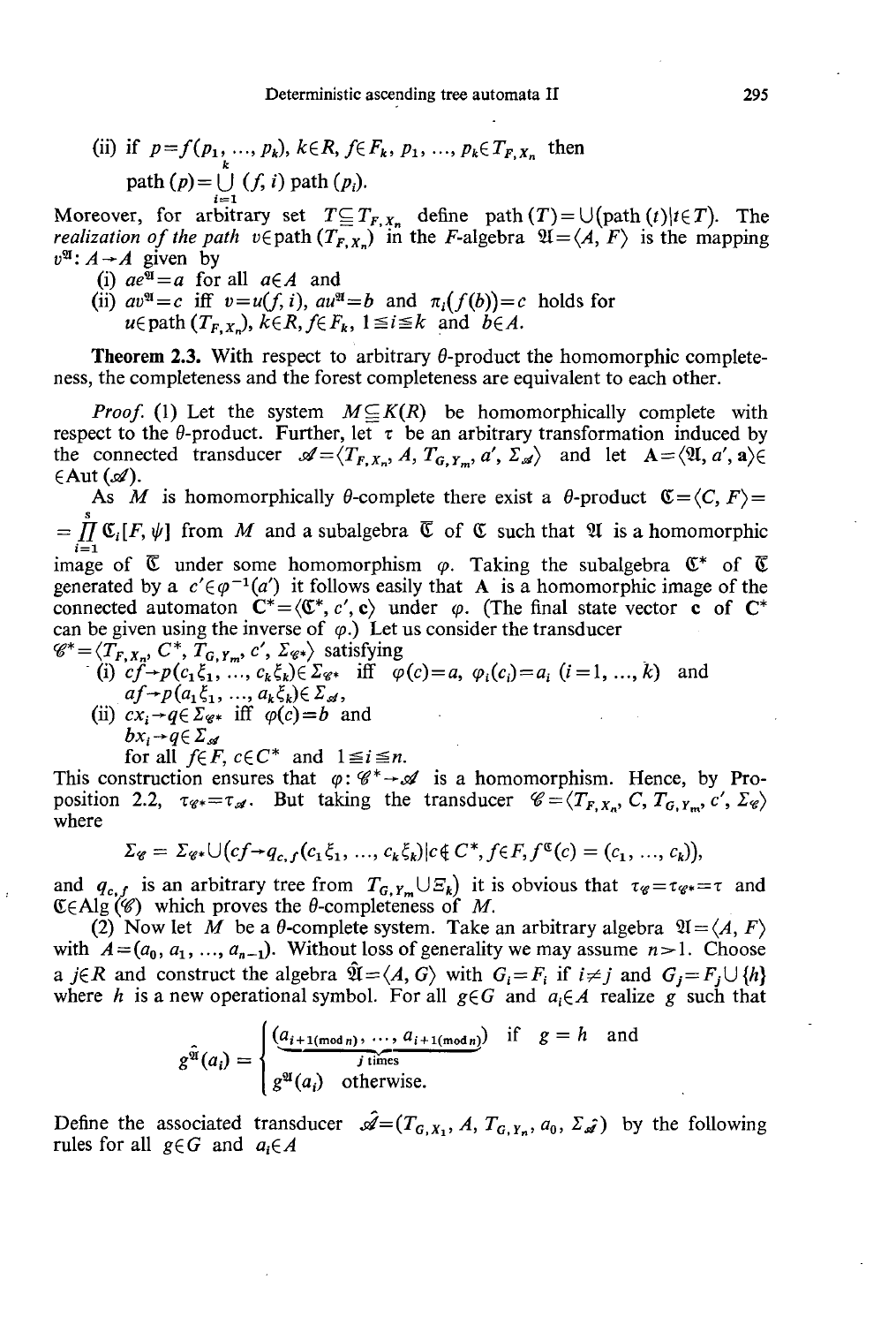(ii) if $p = f(p_1, \ldots, p_k)$, $k \in R$, $f \in F_k$, $p_1, \ldots, p_k \in T_{F, X_n}$ then

$$\text{path}(p) = \bigcup_{i=1}^{k} (f, i)\, \text{path}(p_i).$$

Moreover, for arbitrary set $T \subseteq T_{F, X_n}$ define $\text{path}(T) = \bigcup(\text{path}(t) | t \in T)$. The *realization of the path* $v \in \text{path}(T_{F, X_n})$ in the $F$-algebra $\mathfrak{A} = \langle A, F \rangle$ is the mapping $v^{\mathfrak{A}}: A \to A$ given by

(i) $ae^{\mathfrak{A}} = a$ for all $a \in A$ and

(ii) $av^{\mathfrak{A}} = c$ iff $v = u(f, i)$, $au^{\mathfrak{A}} = b$ and $\pi_i(f(b)) = c$ holds for $u \in \text{path}(T_{F, X_n})$, $k \in R$, $f \in F_k$, $1 \leq i \leq k$ and $b \in A$.

**Theorem 2.3.** With respect to arbitrary $\theta$-product the homomorphic completeness, the completeness and the forest completeness are equivalent to each other.

*Proof.* (1) Let the system $M \subseteq K(R)$ be homomorphically complete with respect to the $\theta$-product. Further, let $\tau$ be an arbitrary transformation induced by the connected transducer $\mathscr{A} = \langle T_{F, X_n}, A, T_{G, Y_m}, a', \Sigma_{\mathscr{A}} \rangle$ and let $\mathbf{A} = \langle \mathfrak{A}, a', \mathbf{a} \rangle \in \in \text{Aut}(\mathscr{A})$.

As $M$ is homomorphically $\theta$-complete there exist a $\theta$-product $\mathfrak{C} = \langle C, F \rangle = \prod_{i=1}^{s} \mathfrak{C}_i[F, \psi]$ from $M$ and a subalgebra $\bar{\mathfrak{C}}$ of $\mathfrak{C}$ such that $\mathfrak{A}$ is a homomorphic image of $\bar{\mathfrak{C}}$ under some homomorphism $\varphi$. Taking the subalgebra $\mathfrak{C}^*$ of $\bar{\mathfrak{C}}$ generated by a $c' \in \varphi^{-1}(a')$ it follows easily that $\mathbf{A}$ is a homomorphic image of the connected automaton $\mathbf{C}^* = \langle \mathfrak{C}^*, c', \mathbf{c} \rangle$ under $\varphi$. (The final state vector $\mathbf{c}$ of $\mathbf{C}^*$ can be given using the inverse of $\varphi$.) Let us consider the transducer $\mathscr{C}^* = \langle T_{F, X_n}, C^*, T_{G, Y_m}, c', \Sigma_{\mathscr{C}^*} \rangle$ satisfying

(i) $cf \to p(c_1 \xi_1, \ldots, c_k \xi_k) \in \Sigma_{\mathscr{C}^*}$ iff $\varphi(c) = a$, $\varphi_i(c_i) = a_i$ $(i = 1, \ldots, k)$ and $af \to p(a_1 \xi_1, \ldots, a_k \xi_k) \in \Sigma_{\mathscr{A}}$,

(ii) $cx_i \to q \in \Sigma_{\mathscr{C}^*}$ iff $\varphi(c) = b$ and $bx_i \to q \in \Sigma_{\mathscr{A}}$

for all $f \in F$, $c \in C^*$ and $1 \leq i \leq n$.

This construction ensures that $\varphi: \mathscr{C}^* \to \mathscr{A}$ is a homomorphism. Hence, by Proposition 2.2, $\tau_{\mathscr{C}^*} = \tau_{\mathscr{A}}$. But taking the transducer $\mathscr{C} = \langle T_{F, X_n}, C, T_{G, Y_m}, c', \Sigma_{\mathscr{C}} \rangle$ where

$$\Sigma_{\mathscr{C}} = \Sigma_{\mathscr{C}^*} \cup (cf \to q_{c,f}(c_1 \xi_1, \ldots, c_k \xi_k) | c \notin C^*, f \in F, f^{\mathfrak{C}}(c) = (c_1, \ldots, c_k)),$$

and $q_{c,f}$ is an arbitrary tree from $T_{G, Y_m} \cup \Xi_k)$ it is obvious that $\tau_{\mathscr{C}} = \tau_{\mathscr{C}^*} = \tau$ and $\mathfrak{C} \in \text{Alg}(\mathscr{C})$ which proves the $\theta$-completeness of $M$.

(2) Now let $M$ be a $\theta$-complete system. Take an arbitrary algebra $\mathfrak{A} = \langle A, F \rangle$ with $A = (a_0, a_1, \ldots, a_{n-1})$. Without loss of generality we may assume $n > 1$. Choose a $j \in R$ and construct the algebra $\hat{\mathfrak{A}} = \langle A, G \rangle$ with $G_i = F_i$ if $i \neq j$ and $G_j = F_j \cup \{h\}$ where $h$ is a new operational symbol. For all $g \in G$ and $a_i \in A$ realize $g$ such that

$$g^{\hat{\mathfrak{A}}}(a_i) = \begin{cases} (\underbrace{a_{i+1 (\text{mod}\, n)}, \ldots, a_{i+1 (\text{mod}\, n)}}_{j \text{ times}}) & \text{if } g = h \text{ and} \\ g^{\mathfrak{A}}(a_i) & \text{otherwise.} \end{cases}$$

Define the associated transducer $\hat{\mathscr{A}} = (T_{G, X_1}, A, T_{G, Y_n}, a_0, \Sigma_{\hat{\mathscr{A}}})$ by the following rules for all $g \in G$ and $a_i \in A$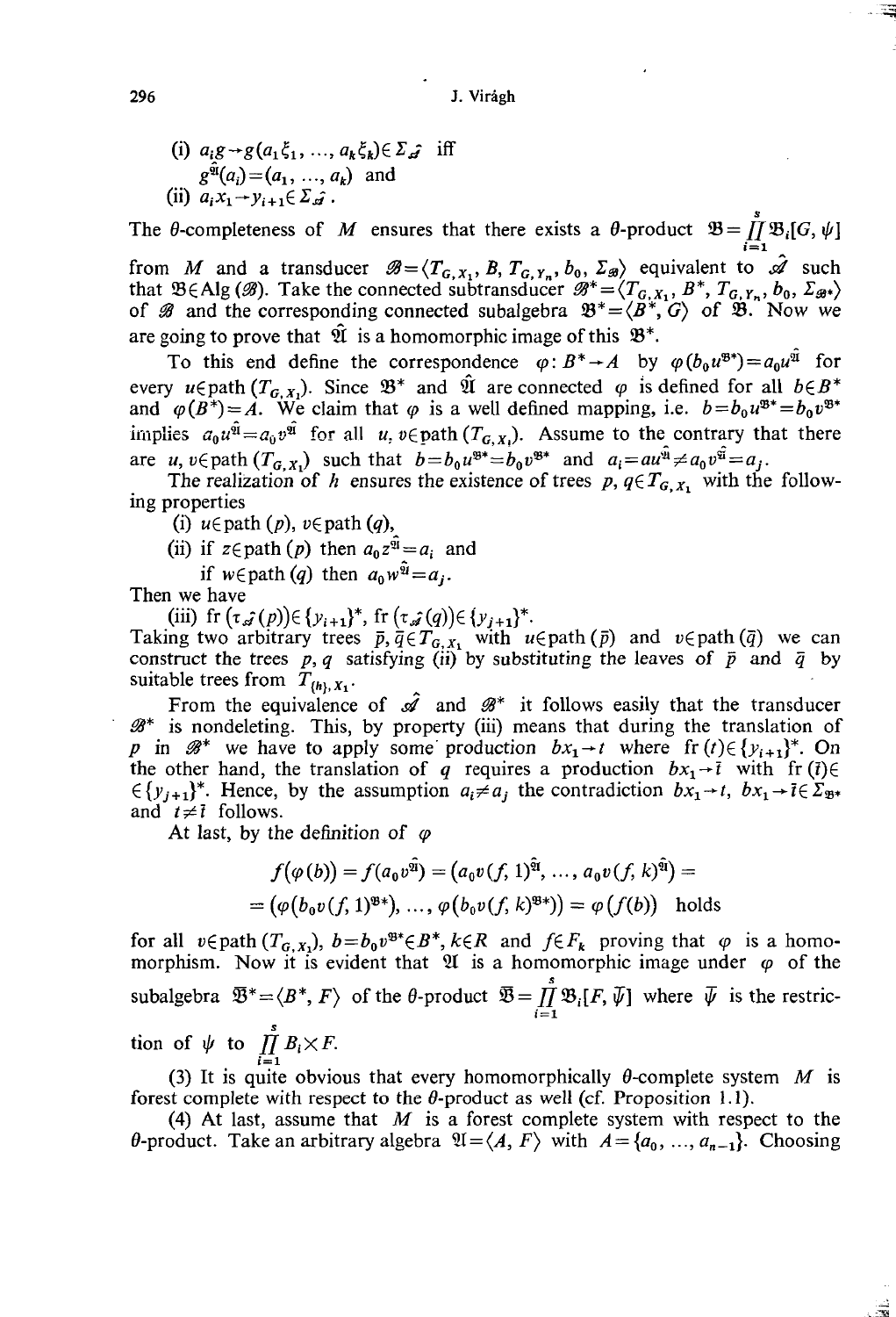(i) $a_i g \to g(a_1\xi_1, \ldots, a_k\xi_k) \in \Sigma_{\hat{\mathscr{A}}}$ iff
$g^{\mathfrak{A}}(a_i) = (a_1, \ldots, a_k)$ and

(ii) $a_i x_1 \to y_{i+1} \in \Sigma_{\hat{\mathscr{A}}}$.

The $\theta$-completeness of $M$ ensures that there exists a $\theta$-product $\mathfrak{B} = \prod_{i=1}^{s} \mathfrak{B}_i[G, \psi]$ from $M$ and a transducer $\mathscr{B} = \langle T_{G,X_1}, B, T_{G,Y_n}, b_0, \Sigma_{\mathscr{B}} \rangle$ equivalent to $\hat{\mathscr{A}}$ such that $\mathfrak{B} \in \mathrm{Alg}(\mathscr{B})$. Take the connected subtransducer $\mathscr{B}^* = \langle T_{G,X_1}, B^*, T_{G,Y_n}, b_0, \Sigma_{\mathscr{B}^*} \rangle$ of $\mathscr{B}$ and the corresponding connected subalgebra $\mathfrak{B}^* = \langle B^*, G \rangle$ of $\mathfrak{B}$. Now we are going to prove that $\hat{\mathfrak{A}}$ is a homomorphic image of this $\mathfrak{B}^*$.

To this end define the correspondence $\varphi: B^* \to A$ by $\varphi(b_0 u^{\mathfrak{B}^*}) = a_0 u^{\hat{\mathfrak{A}}}$ for every $u \in \mathrm{path}\,(T_{G,X_1})$. Since $\mathfrak{B}^*$ and $\hat{\mathfrak{A}}$ are connected $\varphi$ is defined for all $b \in B^*$ and $\varphi(B^*) = A$. We claim that $\varphi$ is a well defined mapping, i.e. $b = b_0 u^{\mathfrak{B}^*} = b_0 v^{\mathfrak{B}^*}$ implies $a_0 u^{\hat{\mathfrak{A}}} = a_0 v^{\hat{\mathfrak{A}}}$ for all $u, v \in \mathrm{path}\,(T_{G,X_1})$. Assume to the contrary that there are $u, v \in \mathrm{path}\,(T_{G,X_1})$ such that $b = b_0 u^{\mathfrak{B}^*} = b_0 v^{\mathfrak{B}^*}$ and $a_i = a u^{\hat{\mathfrak{A}}} \neq a_0 v^{\hat{\mathfrak{A}}} = a_j$.

The realization of $h$ ensures the existence of trees $p, q \in T_{G,X_1}$ with the following properties

(i) $u \in \mathrm{path}\,(p)$, $v \in \mathrm{path}\,(q)$,

(ii) if $z \in \mathrm{path}\,(p)$ then $a_0 z^{\hat{\mathfrak{A}}} = a_i$ and
if $w \in \mathrm{path}\,(q)$ then $a_0 w^{\hat{\mathfrak{A}}} = a_j$.

Then we have

(iii) $\mathrm{fr}\,(\tau_{\hat{\mathscr{A}}}(p)) \in \{y_{i+1}\}^*$, $\mathrm{fr}\,(\tau_{\hat{\mathscr{A}}}(q)) \in \{y_{j+1}\}^*$.

Taking two arbitrary trees $\bar{p}, \bar{q} \in T_{G,X_1}$ with $u \in \mathrm{path}\,(\bar{p})$ and $v \in \mathrm{path}\,(\bar{q})$ we can construct the trees $p, q$ satisfying (ii) by substituting the leaves of $\bar{p}$ and $\bar{q}$ by suitable trees from $T_{\{h\},X_1}$.

From the equivalence of $\hat{\mathscr{A}}$ and $\mathscr{B}^*$ it follows easily that the transducer $\mathscr{B}^*$ is nondeleting. This, by property (iii) means that during the translation of $p$ in $\mathscr{B}^*$ we have to apply some production $bx_1 \to t$ where $\mathrm{fr}\,(t) \in \{y_{i+1}\}^*$. On the other hand, the translation of $q$ requires a production $bx_1 \to \bar{t}$ with $\mathrm{fr}\,(\bar{t}) \in \{y_{j+1}\}^*$. Hence, by the assumption $a_i \neq a_j$ the contradiction $bx_1 \to t$, $bx_1 \to \bar{t} \in \Sigma_{\mathfrak{B}^*}$ and $t \neq \bar{t}$ follows.

At last, by the definition of $\varphi$

$$f(\varphi(b)) = f(a_0 v^{\hat{\mathfrak{A}}}) = (a_0 v(f, 1)^{\hat{\mathfrak{A}}}, \ldots, a_0 v(f, k)^{\hat{\mathfrak{A}}}) =$$
$$= (\varphi(b_0 v(f, 1)^{\mathfrak{B}^*}), \ldots, \varphi(b_0 v(f, k)^{\mathfrak{B}^*})) = \varphi(f(b)) \quad \text{holds}$$

for all $v \in \mathrm{path}\,(T_{G,X_1})$, $b = b_0 v^{\mathfrak{B}^*} \in B^*$, $k \in R$ and $f \in F_k$ proving that $\varphi$ is a homomorphism. Now it is evident that $\mathfrak{A}$ is a homomorphic image under $\varphi$ of the subalgebra $\bar{\mathfrak{B}}^* = \langle B^*, F \rangle$ of the $\theta$-product $\bar{\mathfrak{B}} = \prod_{i=1}^{s} \mathfrak{B}_i[F, \bar{\psi}]$ where $\bar{\psi}$ is the restriction of $\psi$ to $\prod_{i=1}^{s} B_i \times F$.

(3) It is quite obvious that every homomorphically $\theta$-complete system $M$ is forest complete with respect to the $\theta$-product as well (cf. Proposition 1.1).

(4) At last, assume that $M$ is a forest complete system with respect to the $\theta$-product. Take an arbitrary algebra $\mathfrak{A} = \langle A, F \rangle$ with $A = \{a_0, \ldots, a_{n-1}\}$. Choosing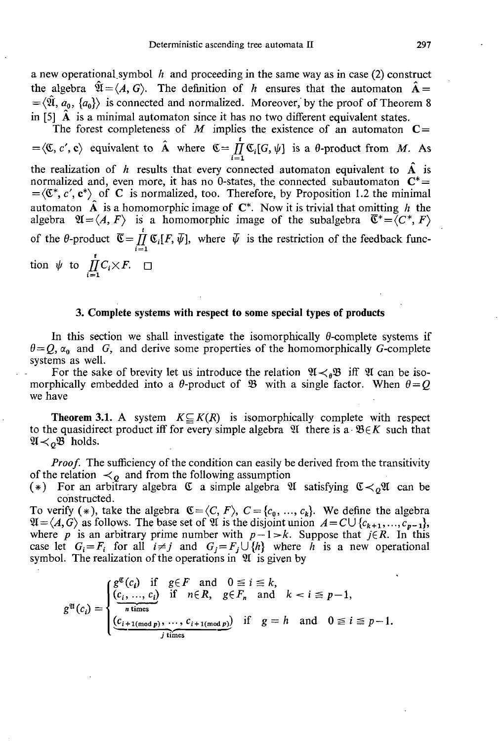a new operational symbol $h$ and proceeding in the same way as in case (2) construct the algebra $\hat{\mathfrak{A}}=\langle A, G\rangle$. The definition of $h$ ensures that the automaton $\hat{\mathbf{A}}=\langle\hat{\mathfrak{A}}, a_0, \{a_0\}\rangle$ is connected and normalized. Moreover, by the proof of Theorem 8 in [5] $\hat{\mathbf{A}}$ is a minimal automaton since it has no two different equivalent states.

The forest completeness of $M$ implies the existence of an automaton $\mathbf{C}=\langle\mathfrak{C}, c', \mathbf{c}\rangle$ equivalent to $\hat{\mathbf{A}}$ where $\mathfrak{C}=\prod_{i=1}^{t}\mathfrak{C}_i[G, \psi]$ is a $\theta$-product from $M$. As the realization of $h$ results that every connected automaton equivalent to $\hat{\mathbf{A}}$ is normalized and, even more, it has no 0-states, the connected subautomaton $\mathbf{C}^*=\langle\mathfrak{C}^*, c', \mathbf{c}^*\rangle$ of $\mathbf{C}$ is normalized, too. Therefore, by Proposition 1.2 the minimal automaton $\hat{\mathbf{A}}$ is a homomorphic image of $\mathbf{C}^*$. Now it is trivial that omitting $h$ the algebra $\mathfrak{A}=\langle A, F\rangle$ is a homomorphic image of the subalgebra $\bar{\mathfrak{C}}^*=\langle C^*, F\rangle$ of the $\theta$-product $\bar{\mathfrak{C}}=\prod_{i=1}^{t}\mathfrak{C}_i[F, \bar{\psi}]$, where $\bar{\psi}$ is the restriction of the feedback function $\psi$ to $\prod_{i=1}^{t}C_i\times F$. □

## 3. Complete systems with respect to some special types of products

In this section we shall investigate the isomorphically $\theta$-complete systems if $\theta=Q$, $\alpha_0$ and $G$, and derive some properties of the homomorphically $G$-complete systems as well.

For the sake of brevity let us introduce the relation $\mathfrak{A}\prec_\theta\mathfrak{B}$ iff $\mathfrak{A}$ can be isomorphically embedded into a $\theta$-product of $\mathfrak{B}$ with a single factor. When $\theta=Q$ we have

**Theorem 3.1.** A system $K\subseteq K(R)$ is isomorphically complete with respect to the quasidirect product iff for every simple algebra $\mathfrak{A}$ there is a $\mathfrak{B}\in K$ such that $\mathfrak{A}\prec_Q\mathfrak{B}$ holds.

*Proof.* The sufficiency of the condition can easily be derived from the transitivity of the relation $\prec_Q$ and from the following assumption

(∗) For an arbitrary algebra $\mathfrak{C}$ a simple algebra $\mathfrak{A}$ satisfying $\mathfrak{C}\prec_Q\mathfrak{A}$ can be constructed.

To verify (∗), take the algebra $\mathfrak{C}=\langle C, F\rangle$, $C=\{c_0, ..., c_k\}$. We define the algebra $\mathfrak{A}=\langle A, G\rangle$ as follows. The base set of $\mathfrak{A}$ is the disjoint union $A=C\cup\{c_{k+1}, ..., c_{p-1}\}$, where $p$ is an arbitrary prime number with $p-1>k$. Suppose that $j\in R$. In this case let $G_i=F_i$ for all $i\neq j$ and $G_j=F_j\cup\{h\}$ where $h$ is a new operational symbol. The realization of the operations in $\mathfrak{A}$ is given by

$$g^{\mathfrak{A}}(c_i)=\begin{cases} g^{\mathfrak{C}}(c_i) & \text{if } g\in F \text{ and } 0\leq i\leq k,\\ (\underbrace{c_i, ..., c_i}_{n\text{ times}}) & \text{if } n\in R,\ g\in F_n \text{ and } k<i\leq p-1,\\ (\underbrace{c_{i+1(\mathrm{mod}\,p)}, ..., c_{i+1(\mathrm{mod}\,p)}}_{j\text{ times}}) & \text{if } g=h \text{ and } 0\leq i\leq p-1.\end{cases}$$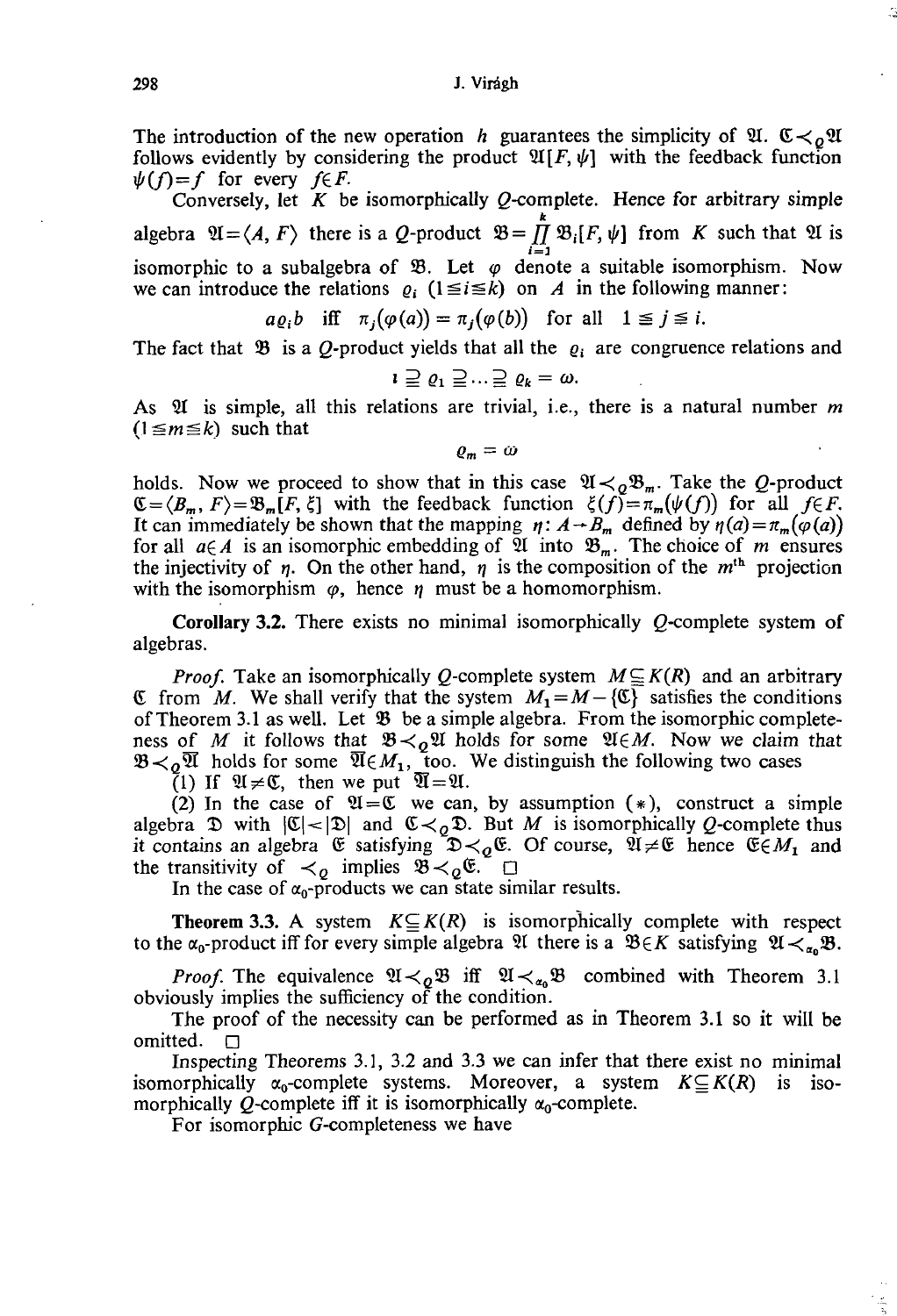The introduction of the new operation $h$ guarantees the simplicity of $\mathfrak{A}$. $\mathfrak{C} \prec_Q \mathfrak{A}$ follows evidently by considering the product $\mathfrak{A}[F, \psi]$ with the feedback function $\psi(f) = f$ for every $f \in F$.

Conversely, let $K$ be isomorphically $Q$-complete. Hence for arbitrary simple algebra $\mathfrak{A} = \langle A, F \rangle$ there is a $Q$-product $\mathfrak{B} = \prod_{i=1}^{k} \mathfrak{B}_i[F, \psi]$ from $K$ such that $\mathfrak{A}$ is isomorphic to a subalgebra of $\mathfrak{B}$. Let $\varphi$ denote a suitable isomorphism. Now we can introduce the relations $\varrho_i$ $(1 \leqq i \leqq k)$ on $A$ in the following manner:

$$a \varrho_i b \quad \text{iff} \quad \pi_j(\varphi(a)) = \pi_j(\varphi(b)) \quad \text{for all} \quad 1 \leqq j \leqq i.$$

The fact that $\mathfrak{B}$ is a $Q$-product yields that all the $\varrho_i$ are congruence relations and

$$\iota \supseteqq \varrho_1 \supseteqq \ldots \supseteqq \varrho_k = \omega.$$

As $\mathfrak{A}$ is simple, all this relations are trivial, i.e., there is a natural number $m$ $(1 \leqq m \leqq k)$ such that

$$\varrho_m = \omega$$

holds. Now we proceed to show that in this case $\mathfrak{A} \prec_Q \mathfrak{B}_m$. Take the $Q$-product $\mathfrak{C} = \langle B_m, F \rangle = \mathfrak{B}_m[F, \xi]$ with the feedback function $\xi(f) = \pi_m(\psi(f))$ for all $f \in F$. It can immediately be shown that the mapping $\eta: A \to B_m$ defined by $\eta(a) = \pi_m(\varphi(a))$ for all $a \in A$ is an isomorphic embedding of $\mathfrak{A}$ into $\mathfrak{B}_m$. The choice of $m$ ensures the injectivity of $\eta$. On the other hand, $\eta$ is the composition of the $m^{\text{th}}$ projection with the isomorphism $\varphi$, hence $\eta$ must be a homomorphism.

**Corollary 3.2.** There exists no minimal isomorphically $Q$-complete system of algebras.

*Proof.* Take an isomorphically $Q$-complete system $M \subseteq K(R)$ and an arbitrary $\mathfrak{C}$ from $M$. We shall verify that the system $M_1 = M - \{\mathfrak{C}\}$ satisfies the conditions of Theorem 3.1 as well. Let $\mathfrak{B}$ be a simple algebra. From the isomorphic completeness of $M$ it follows that $\mathfrak{B} \prec_Q \mathfrak{A}$ holds for some $\mathfrak{A} \in M$. Now we claim that $\mathfrak{B} \prec_Q \overline{\mathfrak{A}}$ holds for some $\overline{\mathfrak{A}} \in M_1$, too. We distinguish the following two cases

(1) If $\mathfrak{A} \neq \mathfrak{C}$, then we put $\overline{\mathfrak{A}} = \mathfrak{A}$.

(2) In the case of $\mathfrak{A} = \mathfrak{C}$ we can, by assumption $(*)$, construct a simple algebra $\mathfrak{D}$ with $|\mathfrak{C}| < |\mathfrak{D}|$ and $\mathfrak{C} \prec_Q \mathfrak{D}$. But $M$ is isomorphically $Q$-complete thus it contains an algebra $\mathfrak{E}$ satisfying $\mathfrak{D} \prec_Q \mathfrak{E}$. Of course, $\mathfrak{A} \neq \mathfrak{E}$ hence $\mathfrak{E} \in M_1$ and the transitivity of $\prec_Q$ implies $\mathfrak{B} \prec_Q \mathfrak{E}$. $\square$

In the case of $\alpha_0$-products we can state similar results.

**Theorem 3.3.** A system $K \subseteq K(R)$ is isomorphically complete with respect to the $\alpha_0$-product iff for every simple algebra $\mathfrak{A}$ there is a $\mathfrak{B} \in K$ satisfying $\mathfrak{A} \prec_{\alpha_0} \mathfrak{B}$.

*Proof.* The equivalence $\mathfrak{A} \prec_Q \mathfrak{B}$ iff $\mathfrak{A} \prec_{\alpha_0} \mathfrak{B}$ combined with Theorem 3.1 obviously implies the sufficiency of the condition.

The proof of the necessity can be performed as in Theorem 3.1 so it will be omitted. $\square$

Inspecting Theorems 3.1, 3.2 and 3.3 we can infer that there exist no minimal isomorphically $\alpha_0$-complete systems. Moreover, a system $K \subseteq K(R)$ is isomorphically $Q$-complete iff it is isomorphically $\alpha_0$-complete.

For isomorphic $G$-completeness we have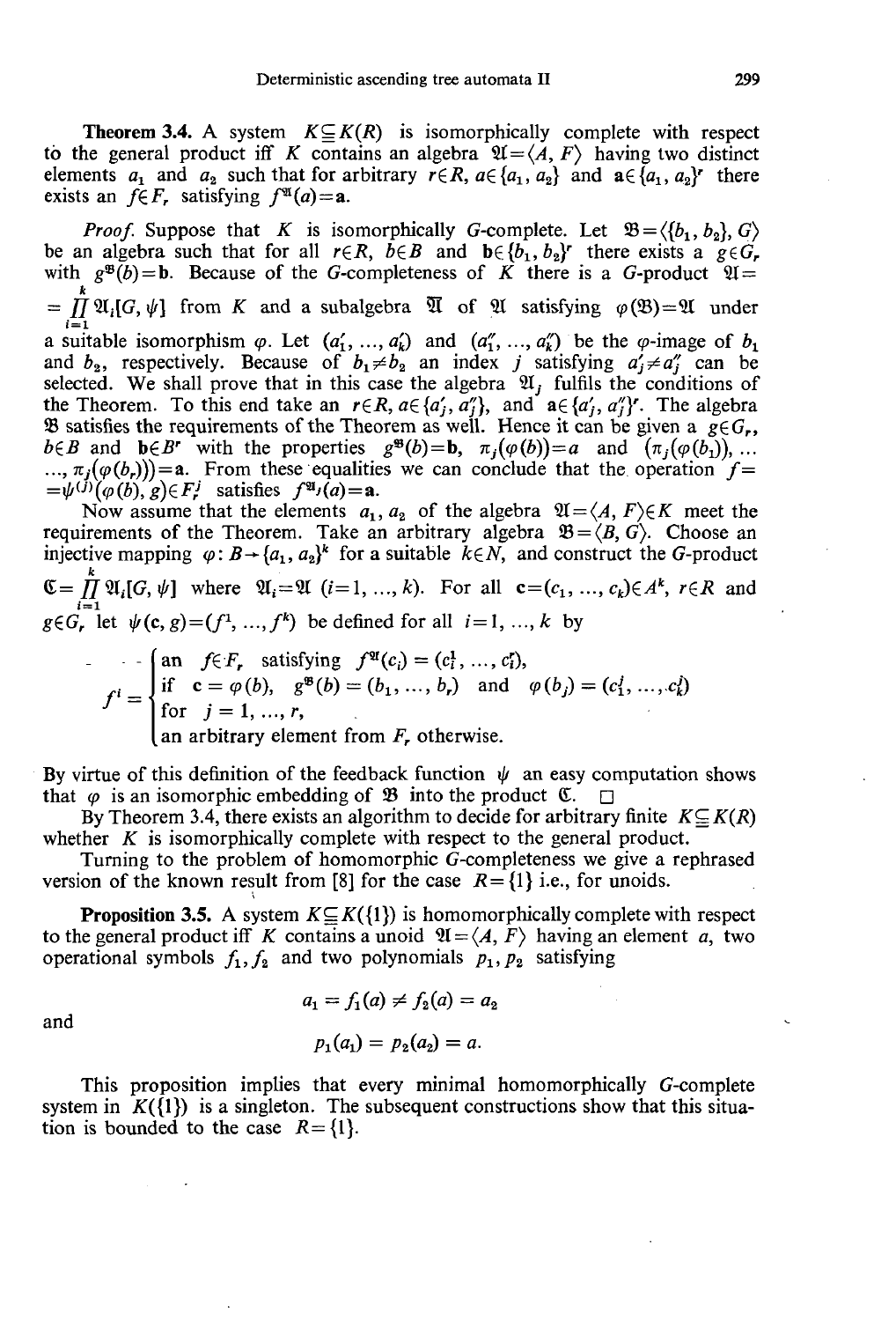**Theorem 3.4.** A system $K \subseteq K(R)$ is isomorphically complete with respect to the general product iff $K$ contains an algebra $\mathfrak{A} = \langle A, F \rangle$ having two distinct elements $a_1$ and $a_2$ such that for arbitrary $r \in R$, $a \in \{a_1, a_2\}$ and $\mathbf{a} \in \{a_1, a_2\}^r$ there exists an $f \in F_r$ satisfying $f^{\mathfrak{A}}(a) = \mathbf{a}$.

*Proof.* Suppose that $K$ is isomorphically $G$-complete. Let $\mathfrak{B} = \langle \{b_1, b_2\}, G \rangle$ be an algebra such that for all $r \in R$, $b \in B$ and $\mathbf{b} \in \{b_1, b_2\}^r$ there exists a $g \in G_r$ with $g^{\mathfrak{B}}(b) = \mathbf{b}$. Because of the $G$-completeness of $K$ there is a $G$-product $\mathfrak{A} = \prod_{i=1}^{k} \mathfrak{A}_i[G, \psi]$ from $K$ and a subalgebra $\bar{\mathfrak{A}}$ of $\mathfrak{A}$ satisfying $\varphi(\mathfrak{B}) = \bar{\mathfrak{A}}$ under a suitable isomorphism $\varphi$. Let $(a_1', \ldots, a_k')$ and $(a_1'', \ldots, a_k'')$ be the $\varphi$-image of $b_1$ and $b_2$, respectively. Because of $b_1 \neq b_2$ an index $j$ satisfying $a_j' \neq a_j''$ can be selected. We shall prove that in this case the algebra $\mathfrak{A}_j$ fulfils the conditions of the Theorem. To this end take an $r \in R$, $a \in \{a_j', a_j''\}$, and $\mathbf{a} \in \{a_j', a_j''\}^r$. The algebra $\mathfrak{B}$ satisfies the requirements of the Theorem as well. Hence it can be given a $g \in G_r$, $b \in B$ and $\mathbf{b} \in B^r$ with the properties $g^{\mathfrak{B}}(b) = \mathbf{b}$, $\pi_j(\varphi(b)) = a$ and $(\pi_j(\varphi(b_1)), \ldots, \pi_j(\varphi(b_r))) = \mathbf{a}$. From these equalities we can conclude that the operation $f = \psi^{(j)}(\varphi(b), g) \in F_r^j$ satisfies $f^{\mathfrak{A}_j}(a) = \mathbf{a}$.

Now assume that the elements $a_1, a_2$ of the algebra $\mathfrak{A} = \langle A, F \rangle \in K$ meet the requirements of the Theorem. Take an arbitrary algebra $\mathfrak{B} = \langle B, G \rangle$. Choose an injective mapping $\varphi \colon B \to \{a_1, a_2\}^k$ for a suitable $k \in N$, and construct the $G$-product $\mathfrak{C} = \prod_{i=1}^{k} \mathfrak{A}_i[G, \psi]$ where $\mathfrak{A}_i = \mathfrak{A}$ $(i = 1, \ldots, k)$. For all $\mathbf{c} = (c_1, \ldots, c_k) \in A^k$, $r \in R$ and $g \in G_r$ let $\psi(\mathbf{c}, g) = (f^1, \ldots, f^k)$ be defined for all $i = 1, \ldots, k$ by

$$f^i = \begin{cases} \text{an } f \in F_r \text{ satisfying } f^{\mathfrak{A}}(c_i) = (c_i^1, \ldots, c_i^r), \\ \text{if } \mathbf{c} = \varphi(b),\ g^{\mathfrak{B}}(b) = (b_1, \ldots, b_r) \text{ and } \varphi(b_j) = (c_1^j, \ldots, c_k^j) \\ \text{for } j = 1, \ldots, r, \\ \text{an arbitrary element from } F_r \text{ otherwise.} \end{cases}$$

By virtue of this definition of the feedback function $\psi$ an easy computation shows that $\varphi$ is an isomorphic embedding of $\mathfrak{B}$ into the product $\mathfrak{C}$. $\square$

By Theorem 3.4, there exists an algorithm to decide for arbitrary finite $K \subseteq K(R)$ whether $K$ is isomorphically complete with respect to the general product.

Turning to the problem of homomorphic $G$-completeness we give a rephrased version of the known result from [8] for the case $R = \{1\}$ i.e., for unoids.

**Proposition 3.5.** A system $K \subseteq K(\{1\})$ is homomorphically complete with respect to the general product iff $K$ contains a unoid $\mathfrak{A} = \langle A, F \rangle$ having an element $a$, two operational symbols $f_1, f_2$ and two polynomials $p_1, p_2$ satisfying

$$a_1 = f_1(a) \neq f_2(a) = a_2$$

and

$$p_1(a_1) = p_2(a_2) = a.$$

This proposition implies that every minimal homomorphically $G$-complete system in $K(\{1\})$ is a singleton. The subsequent constructions show that this situation is bounded to the case $R = \{1\}$.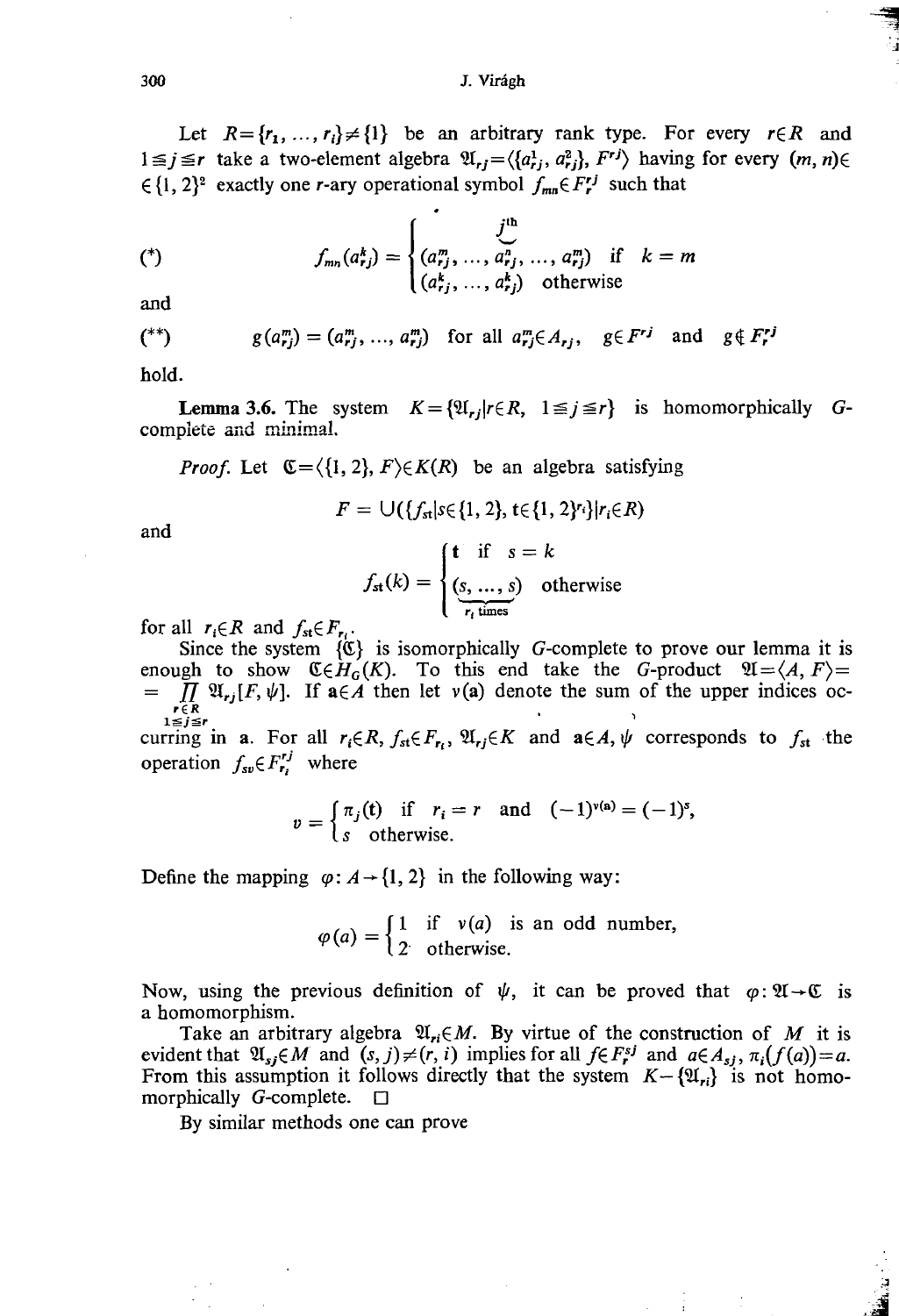Let $R=\{r_1, ..., r_l\} \neq \{1\}$ be an arbitrary rank type. For every $r \in R$ and $1 \leq j \leq r$ take a two-element algebra $\mathfrak{A}_{rj} = \langle \{a^1_{rj}, a^2_{rj}\}, F^{rj} \rangle$ having for every $(m, n) \in \{1, 2\}^2$ exactly one $r$-ary operational symbol $f_{mn} \in F^{rj}_r$ such that

$$(*) \qquad f_{mn}(a^k_{rj}) = \begin{cases} (a^m_{rj}, ..., \overbrace{a^n_{rj}}^{j^{\text{th}}}, ..., a^m_{rj}) & \text{if } k = m \\ (a^k_{rj}, ..., a^k_{rj}) & \text{otherwise} \end{cases}$$

and

$$(**) \qquad g(a^m_{rj}) = (a^m_{rj}, ..., a^m_{rj}) \text{ for all } a^m_{rj} \in A_{rj}, \quad g \in F^{rj} \text{ and } g \notin F^{rj}_r$$

hold.

**Lemma 3.6.** *The system* $K = \{\mathfrak{A}_{rj} | r \in R, \ 1 \leq j \leq r\}$ *is homomorphically $G$-complete and minimal.*

*Proof.* Let $\mathfrak{C} = \langle \{1, 2\}, F \rangle \in K(R)$ be an algebra satisfying

$$F = \bigcup (\{f_{st} | s \in \{1, 2\}, \mathbf{t} \in \{1, 2\}^{r_i}\} | r_i \in R)$$

and

$$f_{st}(k) = \begin{cases} \mathbf{t} & \text{if } s = k \\ \underbrace{(s, ..., s)}_{r_i \text{ times}} & \text{otherwise} \end{cases}$$

for all $r_i \in R$ and $f_{st} \in F_{r_i}$.

Since the system $\{\mathfrak{C}\}$ is isomorphically $G$-complete to prove our lemma it is enough to show $\mathfrak{C} \in H_G(K)$. To this end take the $G$-product $\mathfrak{A} = \langle A, F \rangle = \prod_{\substack{r \in R \\ 1 \leq j \leq r}} \mathfrak{A}_{rj}[F, \psi]$. If $\mathbf{a} \in A$ then let $v(\mathbf{a})$ denote the sum of the upper indices occurring in $\mathbf{a}$. For all $r_i \in R$, $f_{st} \in F_{r_i}$, $\mathfrak{A}_{rj} \in K$ and $\mathbf{a} \in A$, $\psi$ corresponds to $f_{st}$ the operation $f_{sv} \in F^{rj}_{r_i}$ where

$$v = \begin{cases} \pi_j(\mathbf{t}) & \text{if } r_i = r \text{ and } (-1)^{v(\mathbf{a})} = (-1)^s, \\ s & \text{otherwise.} \end{cases}$$

Define the mapping $\varphi: A \to \{1, 2\}$ in the following way:

$$\varphi(a) = \begin{cases} 1 & \text{if } v(a) \text{ is an odd number,} \\ 2 & \text{otherwise.} \end{cases}$$

Now, using the previous definition of $\psi$, it can be proved that $\varphi: \mathfrak{A} \to \mathfrak{C}$ is a homomorphism.

Take an arbitrary algebra $\mathfrak{A}_{ri} \in M$. By virtue of the construction of $M$ it is evident that $\mathfrak{A}_{sj} \in M$ and $(s, j) \neq (r, i)$ implies for all $f \in F^{sj}_r$ and $a \in A_{sj}$, $\pi_i(f(a)) = a$. From this assumption it follows directly that the system $K - \{\mathfrak{A}_{ri}\}$ is not homomorphically $G$-complete. $\square$

By similar methods one can prove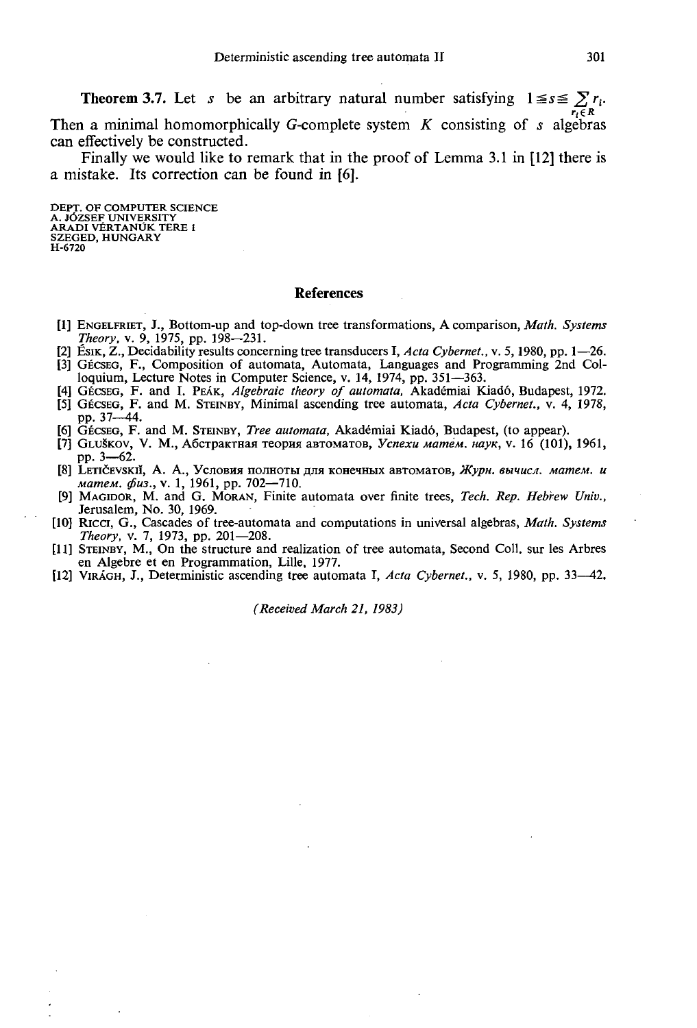**Theorem 3.7.** Let $s$ be an arbitrary natural number satisfying $1 \leqq s \leqq \sum_{r_i \in R} r_i$. Then a minimal homomorphically $G$-complete system $K$ consisting of $s$ algebras can effectively be constructed.

Finally we would like to remark that in the proof of Lemma 3.1 in [12] there is a mistake. Its correction can be found in [6].

DEPT. OF COMPUTER SCIENCE
A. JÓZSEF UNIVERSITY
ARADI VÉRTANÚK TERE 1
SZEGED, HUNGARY
H-6720

## References

[1] ENGELFRIET, J., Bottom-up and top-down tree transformations, A comparison, *Math. Systems Theory*, v. 9, 1975, pp. 198—231.

[2] ÉSIK, Z., Decidability results concerning tree transducers I, *Acta Cybernet.*, v. 5, 1980, pp. 1—26.

[3] GÉCSEG, F., Composition of automata, Automata, Languages and Programming 2nd Colloquium, Lecture Notes in Computer Science, v. 14, 1974, pp. 351—363.

[4] GÉCSEG, F. and I. PEÁK, *Algebraic theory of automata*, Akadémiai Kiadó, Budapest, 1972.

[5] GÉCSEG, F. and M. STEINBY, Minimal ascending tree automata, *Acta Cybernet.*, v. 4, 1978, pp. 37—44.

[6] GÉCSEG, F. and M. STEINBY, *Tree automata*, Akadémiai Kiadó, Budapest, (to appear).

[7] GLUŠKOV, V. M., Абстрактная теория автоматов, *Успехи матем. наук*, v. 16 (101), 1961, pp. 3—62.

[8] LETIČEVSKIĬ, A. A., Условия полноты для конечных автоматов, *Журн. вычисл. матем. и матем. физ.*, v. 1, 1961, pp. 702—710.

[9] MAGIDOR, M. and G. MORAN, Finite automata over finite trees, *Tech. Rep. Hebrew Univ.*, Jerusalem, No. 30, 1969.

[10] RICCI, G., Cascades of tree-automata and computations in universal algebras, *Math. Systems Theory*, v. 7, 1973, pp. 201—208.

[11] STEINBY, M., On the structure and realization of tree automata, Second Coll. sur les Arbres en Algebre et en Programmation, Lille, 1977.

[12] VIRÁGH, J., Deterministic ascending tree automata I, *Acta Cybernet.*, v. 5, 1980, pp. 33—42.

*(Received March 21, 1983)*